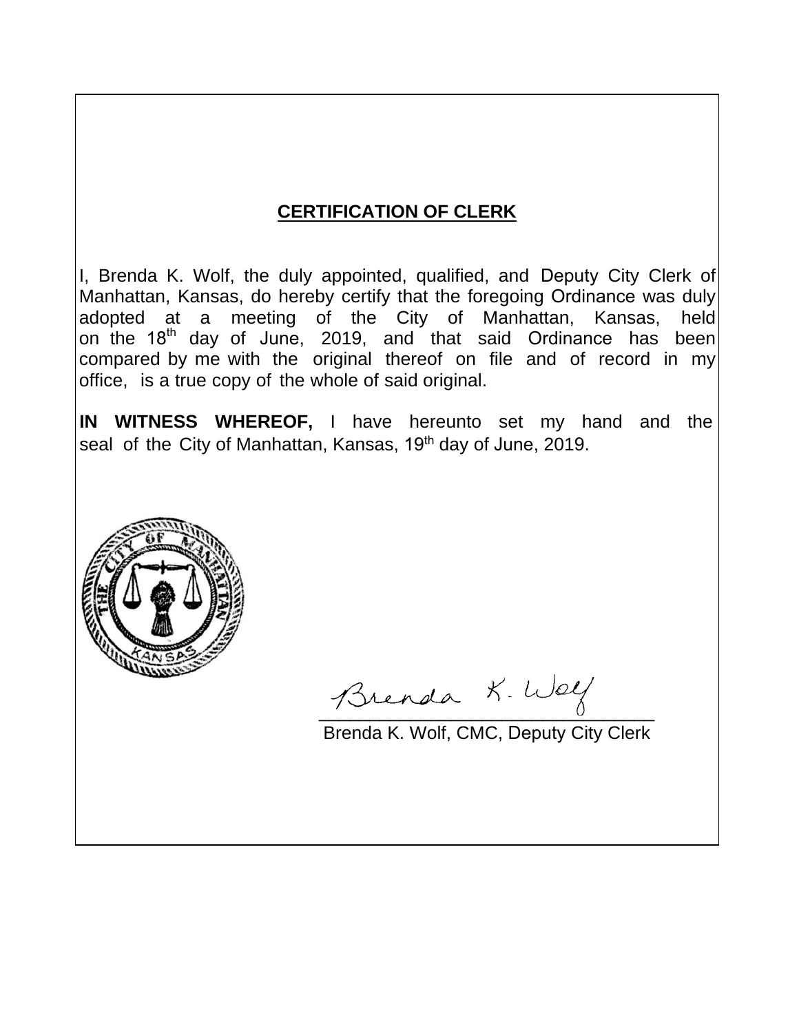## CERTIFICATION OF CLERK

I, Brenda K. Wolf, the duly appointed, qualified, and Deputy City Clerk of Manhattan, Kansas, do hereby certify that the foregoing Ordinance was duly adopted at a meeting of the City of Manhattan, Kansas, held on the 18th day of June, 2019, and that said Ordinance has been compared by me with the original thereof on file and of record in my office, is a true copy of the whole of said original.

**IN WITNESS WHEREOF,** I have hereunto set my hand and the seal of the City of Manhattan, Kansas, 19th day of June, 2019.

Brenda K. Wolf

Brenda K. Wolf, CMC, Deputy City Clerk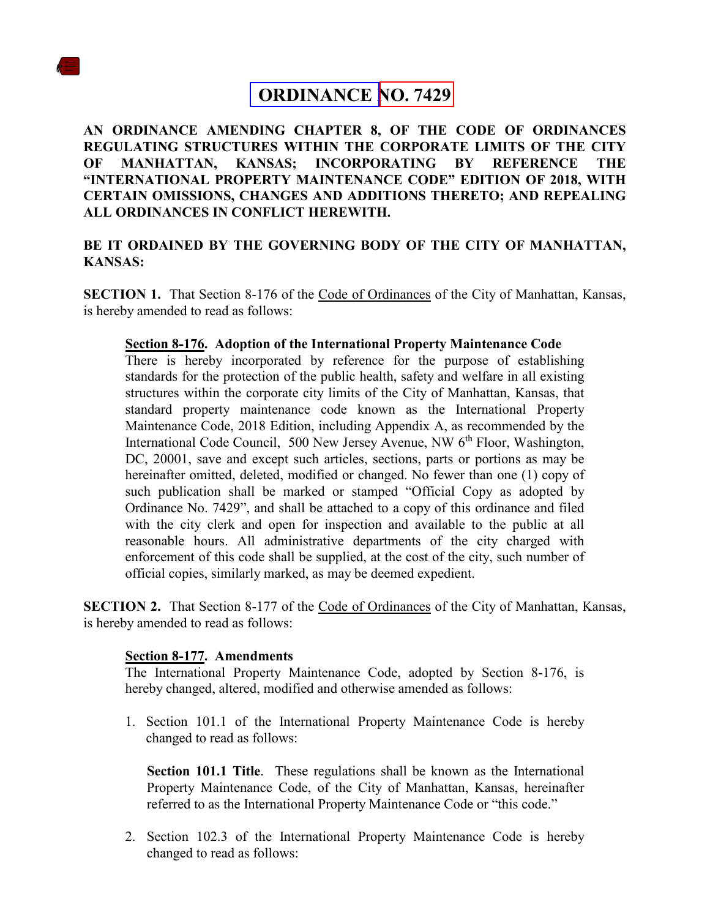# ORDINANCE NO. 7429

**AN ORDINANCE AMENDING CHAPTER 8, OF THE CODE OF ORDINANCES REGULATING STRUCTURES WITHIN THE CORPORATE LIMITS OF THE CITY OF MANHATTAN, KANSAS; INCORPORATING BY REFERENCE THE "INTERNATIONAL PROPERTY MAINTENANCE CODE" EDITION OF 2018, WITH CERTAIN OMISSIONS, CHANGES AND ADDITIONS THERETO; AND REPEALING ALL ORDINANCES IN CONFLICT HEREWITH.**

**BE IT ORDAINED BY THE GOVERNING BODY OF THE CITY OF MANHATTAN, KANSAS:**

**SECTION 1.** That Section 8-176 of the Code of Ordinances of the City of Manhattan, Kansas, is hereby amended to read as follows:

> **Section 8-176. Adoption of the International Property Maintenance Code**
> There is hereby incorporated by reference for the purpose of establishing standards for the protection of the public health, safety and welfare in all existing structures within the corporate city limits of the City of Manhattan, Kansas, that standard property maintenance code known as the International Property Maintenance Code, 2018 Edition, including Appendix A, as recommended by the International Code Council, 500 New Jersey Avenue, NW 6th Floor, Washington, DC, 20001, save and except such articles, sections, parts or portions as may be hereinafter omitted, deleted, modified or changed. No fewer than one (1) copy of such publication shall be marked or stamped "Official Copy as adopted by Ordinance No. 7429", and shall be attached to a copy of this ordinance and filed with the city clerk and open for inspection and available to the public at all reasonable hours. All administrative departments of the city charged with enforcement of this code shall be supplied, at the cost of the city, such number of official copies, similarly marked, as may be deemed expedient.

**SECTION 2.** That Section 8-177 of the Code of Ordinances of the City of Manhattan, Kansas, is hereby amended to read as follows:

> **Section 8-177. Amendments**
> The International Property Maintenance Code, adopted by Section 8-176, is hereby changed, altered, modified and otherwise amended as follows:
>
> 1. Section 101.1 of the International Property Maintenance Code is hereby changed to read as follows:
>
>    **Section 101.1 Title**. These regulations shall be known as the International Property Maintenance Code, of the City of Manhattan, Kansas, hereinafter referred to as the International Property Maintenance Code or "this code."
>
> 2. Section 102.3 of the International Property Maintenance Code is hereby changed to read as follows: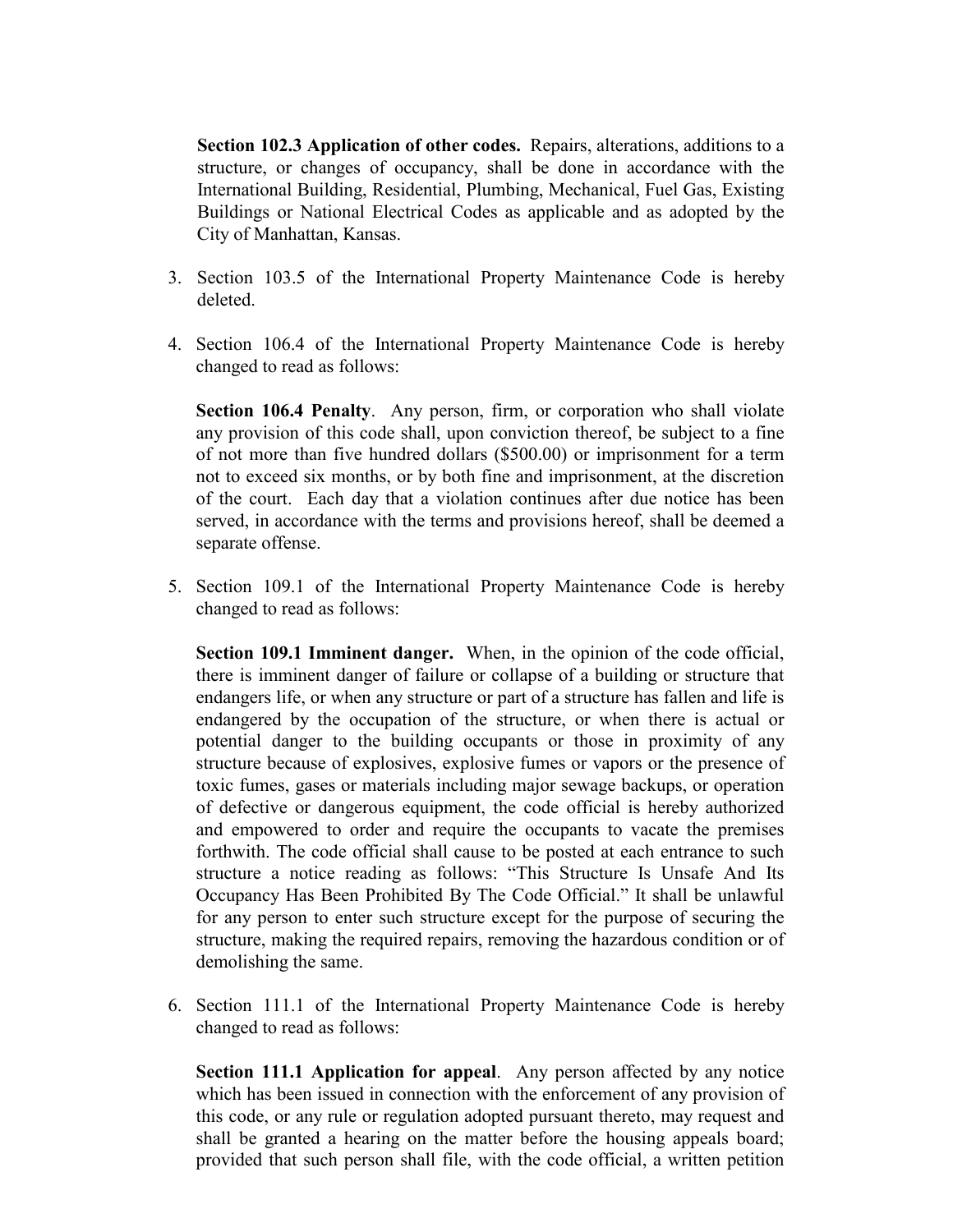**Section 102.3 Application of other codes.** Repairs, alterations, additions to a structure, or changes of occupancy, shall be done in accordance with the International Building, Residential, Plumbing, Mechanical, Fuel Gas, Existing Buildings or National Electrical Codes as applicable and as adopted by the City of Manhattan, Kansas.

3. Section 103.5 of the International Property Maintenance Code is hereby deleted.

4. Section 106.4 of the International Property Maintenance Code is hereby changed to read as follows:

   **Section 106.4 Penalty**. Any person, firm, or corporation who shall violate any provision of this code shall, upon conviction thereof, be subject to a fine of not more than five hundred dollars ($500.00) or imprisonment for a term not to exceed six months, or by both fine and imprisonment, at the discretion of the court. Each day that a violation continues after due notice has been served, in accordance with the terms and provisions hereof, shall be deemed a separate offense.

5. Section 109.1 of the International Property Maintenance Code is hereby changed to read as follows:

   **Section 109.1 Imminent danger.** When, in the opinion of the code official, there is imminent danger of failure or collapse of a building or structure that endangers life, or when any structure or part of a structure has fallen and life is endangered by the occupation of the structure, or when there is actual or potential danger to the building occupants or those in proximity of any structure because of explosives, explosive fumes or vapors or the presence of toxic fumes, gases or materials including major sewage backups, or operation of defective or dangerous equipment, the code official is hereby authorized and empowered to order and require the occupants to vacate the premises forthwith. The code official shall cause to be posted at each entrance to such structure a notice reading as follows: "This Structure Is Unsafe And Its Occupancy Has Been Prohibited By The Code Official." It shall be unlawful for any person to enter such structure except for the purpose of securing the structure, making the required repairs, removing the hazardous condition or of demolishing the same.

6. Section 111.1 of the International Property Maintenance Code is hereby changed to read as follows:

   **Section 111.1 Application for appeal**. Any person affected by any notice which has been issued in connection with the enforcement of any provision of this code, or any rule or regulation adopted pursuant thereto, may request and shall be granted a hearing on the matter before the housing appeals board; provided that such person shall file, with the code official, a written petition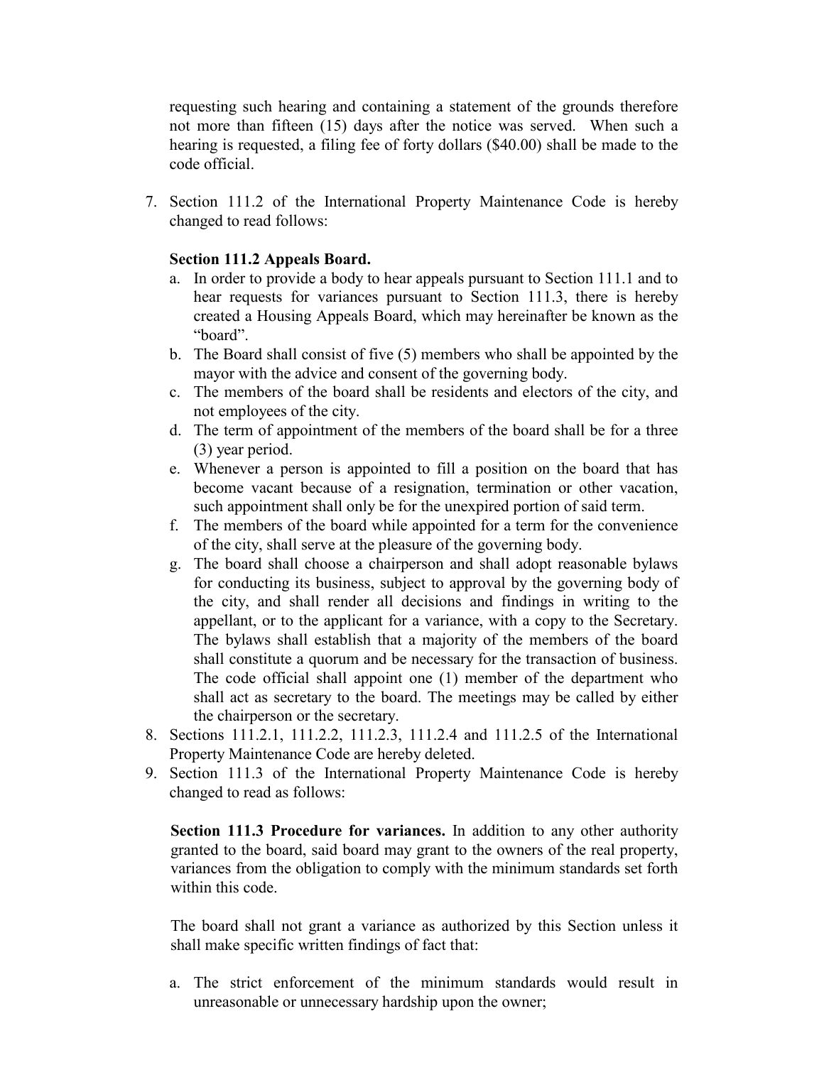requesting such hearing and containing a statement of the grounds therefore not more than fifteen (15) days after the notice was served. When such a hearing is requested, a filing fee of forty dollars ($40.00) shall be made to the code official.

7. Section 111.2 of the International Property Maintenance Code is hereby changed to read follows:

   **Section 111.2 Appeals Board.**

   a. In order to provide a body to hear appeals pursuant to Section 111.1 and to hear requests for variances pursuant to Section 111.3, there is hereby created a Housing Appeals Board, which may hereinafter be known as the "board".
   b. The Board shall consist of five (5) members who shall be appointed by the mayor with the advice and consent of the governing body.
   c. The members of the board shall be residents and electors of the city, and not employees of the city.
   d. The term of appointment of the members of the board shall be for a three (3) year period.
   e. Whenever a person is appointed to fill a position on the board that has become vacant because of a resignation, termination or other vacation, such appointment shall only be for the unexpired portion of said term.
   f. The members of the board while appointed for a term for the convenience of the city, shall serve at the pleasure of the governing body.
   g. The board shall choose a chairperson and shall adopt reasonable bylaws for conducting its business, subject to approval by the governing body of the city, and shall render all decisions and findings in writing to the appellant, or to the applicant for a variance, with a copy to the Secretary. The bylaws shall establish that a majority of the members of the board shall constitute a quorum and be necessary for the transaction of business. The code official shall appoint one (1) member of the department who shall act as secretary to the board. The meetings may be called by either the chairperson or the secretary.

8. Sections 111.2.1, 111.2.2, 111.2.3, 111.2.4 and 111.2.5 of the International Property Maintenance Code are hereby deleted.
9. Section 111.3 of the International Property Maintenance Code is hereby changed to read as follows:

   **Section 111.3 Procedure for variances.** In addition to any other authority granted to the board, said board may grant to the owners of the real property, variances from the obligation to comply with the minimum standards set forth within this code.

   The board shall not grant a variance as authorized by this Section unless it shall make specific written findings of fact that:

   a. The strict enforcement of the minimum standards would result in unreasonable or unnecessary hardship upon the owner;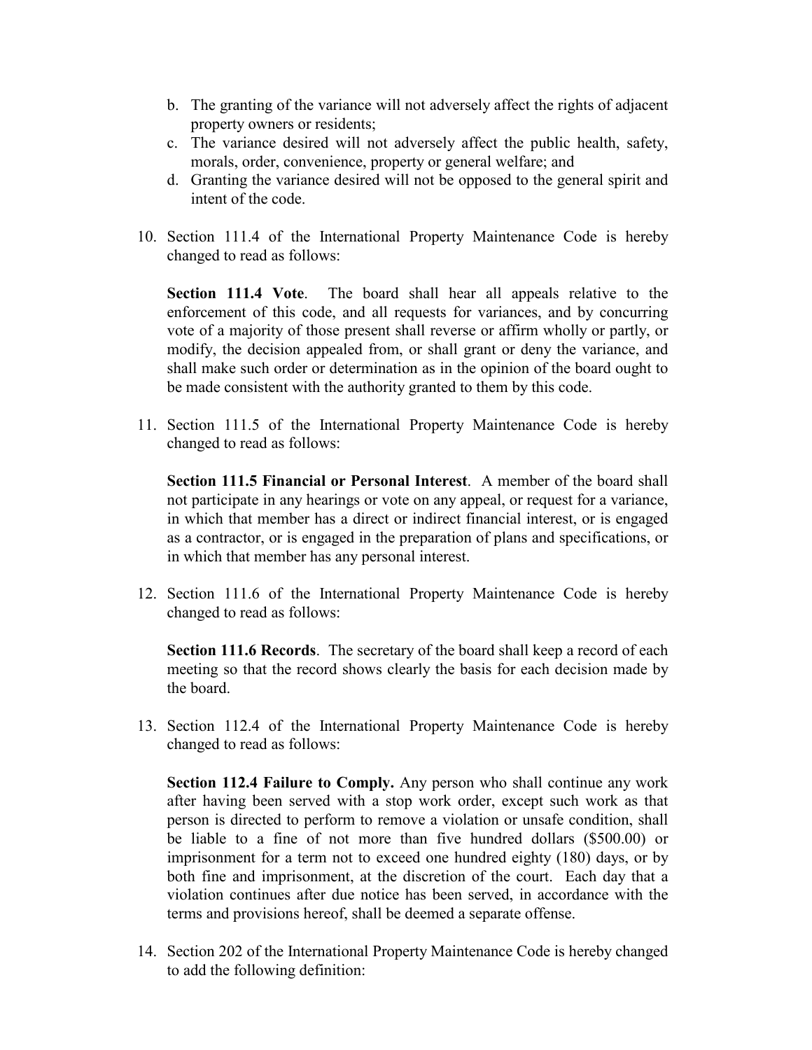b. The granting of the variance will not adversely affect the rights of adjacent property owners or residents;
c. The variance desired will not adversely affect the public health, safety, morals, order, convenience, property or general welfare; and
d. Granting the variance desired will not be opposed to the general spirit and intent of the code.

10. Section 111.4 of the International Property Maintenance Code is hereby changed to read as follows:

    **Section 111.4 Vote**. The board shall hear all appeals relative to the enforcement of this code, and all requests for variances, and by concurring vote of a majority of those present shall reverse or affirm wholly or partly, or modify, the decision appealed from, or shall grant or deny the variance, and shall make such order or determination as in the opinion of the board ought to be made consistent with the authority granted to them by this code.

11. Section 111.5 of the International Property Maintenance Code is hereby changed to read as follows:

    **Section 111.5 Financial or Personal Interest**. A member of the board shall not participate in any hearings or vote on any appeal, or request for a variance, in which that member has a direct or indirect financial interest, or is engaged as a contractor, or is engaged in the preparation of plans and specifications, or in which that member has any personal interest.

12. Section 111.6 of the International Property Maintenance Code is hereby changed to read as follows:

    **Section 111.6 Records**. The secretary of the board shall keep a record of each meeting so that the record shows clearly the basis for each decision made by the board.

13. Section 112.4 of the International Property Maintenance Code is hereby changed to read as follows:

    **Section 112.4 Failure to Comply.** Any person who shall continue any work after having been served with a stop work order, except such work as that person is directed to perform to remove a violation or unsafe condition, shall be liable to a fine of not more than five hundred dollars ($500.00) or imprisonment for a term not to exceed one hundred eighty (180) days, or by both fine and imprisonment, at the discretion of the court. Each day that a violation continues after due notice has been served, in accordance with the terms and provisions hereof, shall be deemed a separate offense.

14. Section 202 of the International Property Maintenance Code is hereby changed to add the following definition: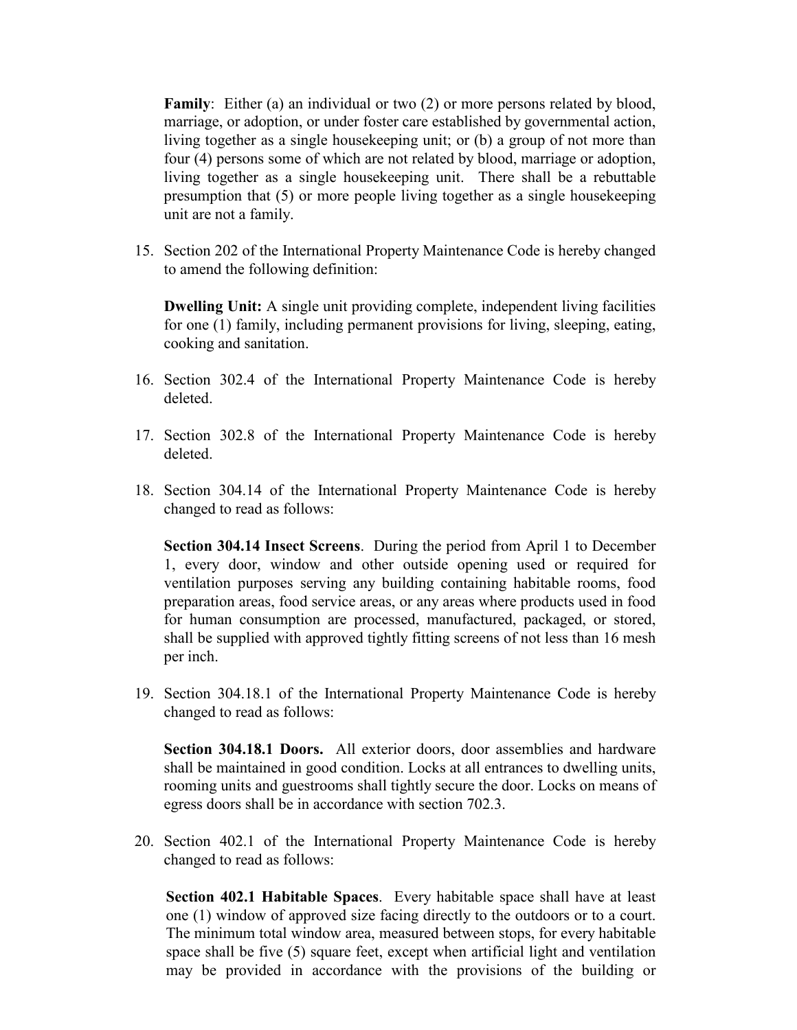**Family**: Either (a) an individual or two (2) or more persons related by blood, marriage, or adoption, or under foster care established by governmental action, living together as a single housekeeping unit; or (b) a group of not more than four (4) persons some of which are not related by blood, marriage or adoption, living together as a single housekeeping unit. There shall be a rebuttable presumption that (5) or more people living together as a single housekeeping unit are not a family.

15. Section 202 of the International Property Maintenance Code is hereby changed to amend the following definition:

    **Dwelling Unit:** A single unit providing complete, independent living facilities for one (1) family, including permanent provisions for living, sleeping, eating, cooking and sanitation.

16. Section 302.4 of the International Property Maintenance Code is hereby deleted.

17. Section 302.8 of the International Property Maintenance Code is hereby deleted.

18. Section 304.14 of the International Property Maintenance Code is hereby changed to read as follows:

    **Section 304.14 Insect Screens**. During the period from April 1 to December 1, every door, window and other outside opening used or required for ventilation purposes serving any building containing habitable rooms, food preparation areas, food service areas, or any areas where products used in food for human consumption are processed, manufactured, packaged, or stored, shall be supplied with approved tightly fitting screens of not less than 16 mesh per inch.

19. Section 304.18.1 of the International Property Maintenance Code is hereby changed to read as follows:

    **Section 304.18.1 Doors.** All exterior doors, door assemblies and hardware shall be maintained in good condition. Locks at all entrances to dwelling units, rooming units and guestrooms shall tightly secure the door. Locks on means of egress doors shall be in accordance with section 702.3.

20. Section 402.1 of the International Property Maintenance Code is hereby changed to read as follows:

    **Section 402.1 Habitable Spaces**. Every habitable space shall have at least one (1) window of approved size facing directly to the outdoors or to a court. The minimum total window area, measured between stops, for every habitable space shall be five (5) square feet, except when artificial light and ventilation may be provided in accordance with the provisions of the building or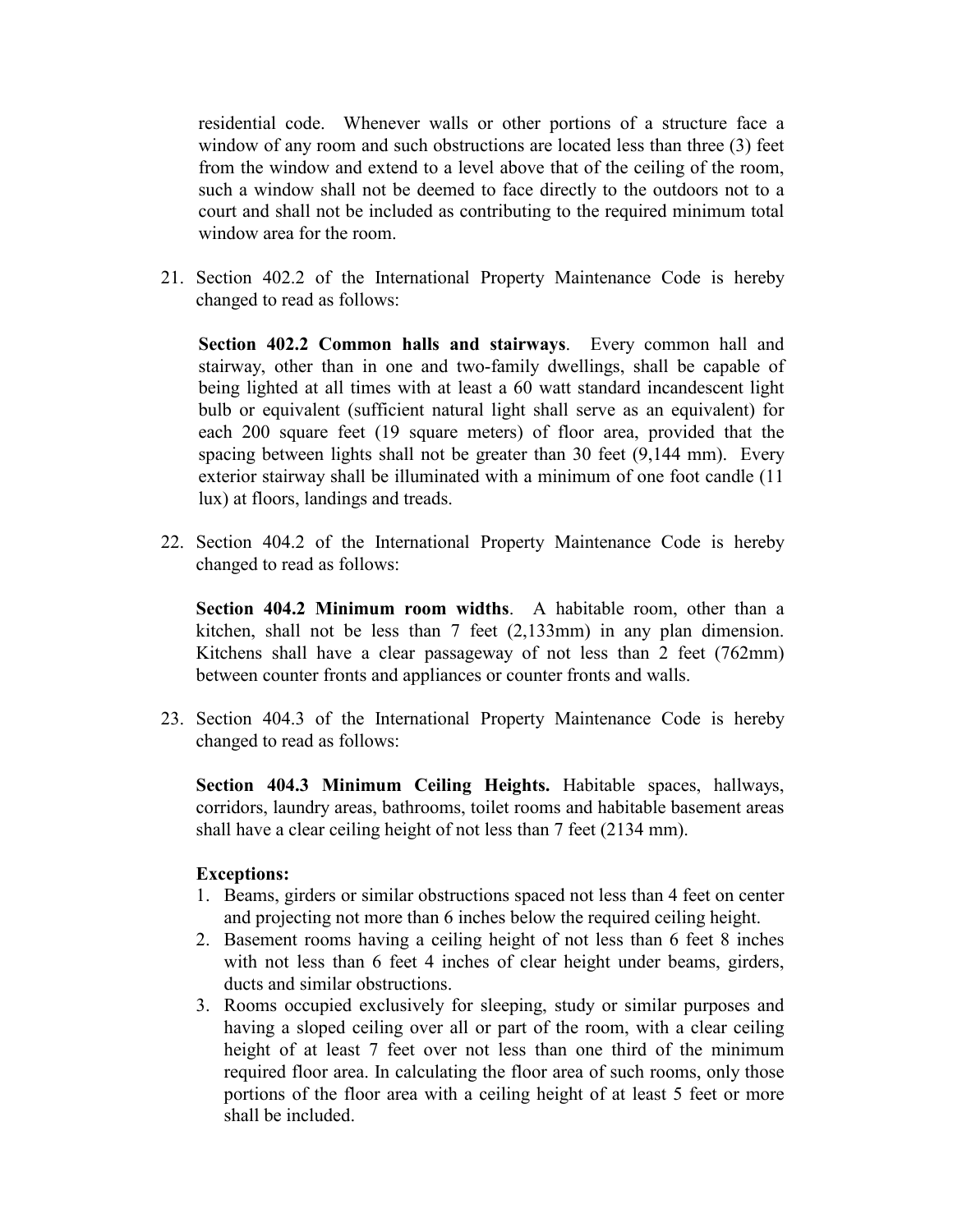residential code. Whenever walls or other portions of a structure face a window of any room and such obstructions are located less than three (3) feet from the window and extend to a level above that of the ceiling of the room, such a window shall not be deemed to face directly to the outdoors not to a court and shall not be included as contributing to the required minimum total window area for the room.

21. Section 402.2 of the International Property Maintenance Code is hereby changed to read as follows:

    **Section 402.2 Common halls and stairways**. Every common hall and stairway, other than in one and two-family dwellings, shall be capable of being lighted at all times with at least a 60 watt standard incandescent light bulb or equivalent (sufficient natural light shall serve as an equivalent) for each 200 square feet (19 square meters) of floor area, provided that the spacing between lights shall not be greater than 30 feet (9,144 mm). Every exterior stairway shall be illuminated with a minimum of one foot candle (11 lux) at floors, landings and treads.

22. Section 404.2 of the International Property Maintenance Code is hereby changed to read as follows:

    **Section 404.2 Minimum room widths**. A habitable room, other than a kitchen, shall not be less than 7 feet (2,133mm) in any plan dimension. Kitchens shall have a clear passageway of not less than 2 feet (762mm) between counter fronts and appliances or counter fronts and walls.

23. Section 404.3 of the International Property Maintenance Code is hereby changed to read as follows:

    **Section 404.3 Minimum Ceiling Heights.** Habitable spaces, hallways, corridors, laundry areas, bathrooms, toilet rooms and habitable basement areas shall have a clear ceiling height of not less than 7 feet (2134 mm).

    **Exceptions:**

    1. Beams, girders or similar obstructions spaced not less than 4 feet on center and projecting not more than 6 inches below the required ceiling height.
    2. Basement rooms having a ceiling height of not less than 6 feet 8 inches with not less than 6 feet 4 inches of clear height under beams, girders, ducts and similar obstructions.
    3. Rooms occupied exclusively for sleeping, study or similar purposes and having a sloped ceiling over all or part of the room, with a clear ceiling height of at least 7 feet over not less than one third of the minimum required floor area. In calculating the floor area of such rooms, only those portions of the floor area with a ceiling height of at least 5 feet or more shall be included.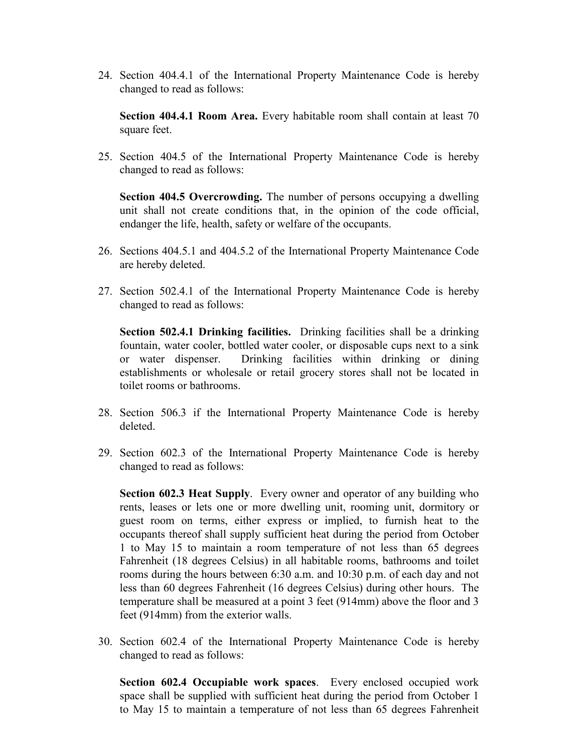24. Section 404.4.1 of the International Property Maintenance Code is hereby changed to read as follows:

    **Section 404.4.1 Room Area.** Every habitable room shall contain at least 70 square feet.

25. Section 404.5 of the International Property Maintenance Code is hereby changed to read as follows:

    **Section 404.5 Overcrowding.** The number of persons occupying a dwelling unit shall not create conditions that, in the opinion of the code official, endanger the life, health, safety or welfare of the occupants.

26. Sections 404.5.1 and 404.5.2 of the International Property Maintenance Code are hereby deleted.

27. Section 502.4.1 of the International Property Maintenance Code is hereby changed to read as follows:

    **Section 502.4.1 Drinking facilities.** Drinking facilities shall be a drinking fountain, water cooler, bottled water cooler, or disposable cups next to a sink or water dispenser. Drinking facilities within drinking or dining establishments or wholesale or retail grocery stores shall not be located in toilet rooms or bathrooms.

28. Section 506.3 if the International Property Maintenance Code is hereby deleted.

29. Section 602.3 of the International Property Maintenance Code is hereby changed to read as follows:

    **Section 602.3 Heat Supply**. Every owner and operator of any building who rents, leases or lets one or more dwelling unit, rooming unit, dormitory or guest room on terms, either express or implied, to furnish heat to the occupants thereof shall supply sufficient heat during the period from October 1 to May 15 to maintain a room temperature of not less than 65 degrees Fahrenheit (18 degrees Celsius) in all habitable rooms, bathrooms and toilet rooms during the hours between 6:30 a.m. and 10:30 p.m. of each day and not less than 60 degrees Fahrenheit (16 degrees Celsius) during other hours. The temperature shall be measured at a point 3 feet (914mm) above the floor and 3 feet (914mm) from the exterior walls.

30. Section 602.4 of the International Property Maintenance Code is hereby changed to read as follows:

    **Section 602.4 Occupiable work spaces**. Every enclosed occupied work space shall be supplied with sufficient heat during the period from October 1 to May 15 to maintain a temperature of not less than 65 degrees Fahrenheit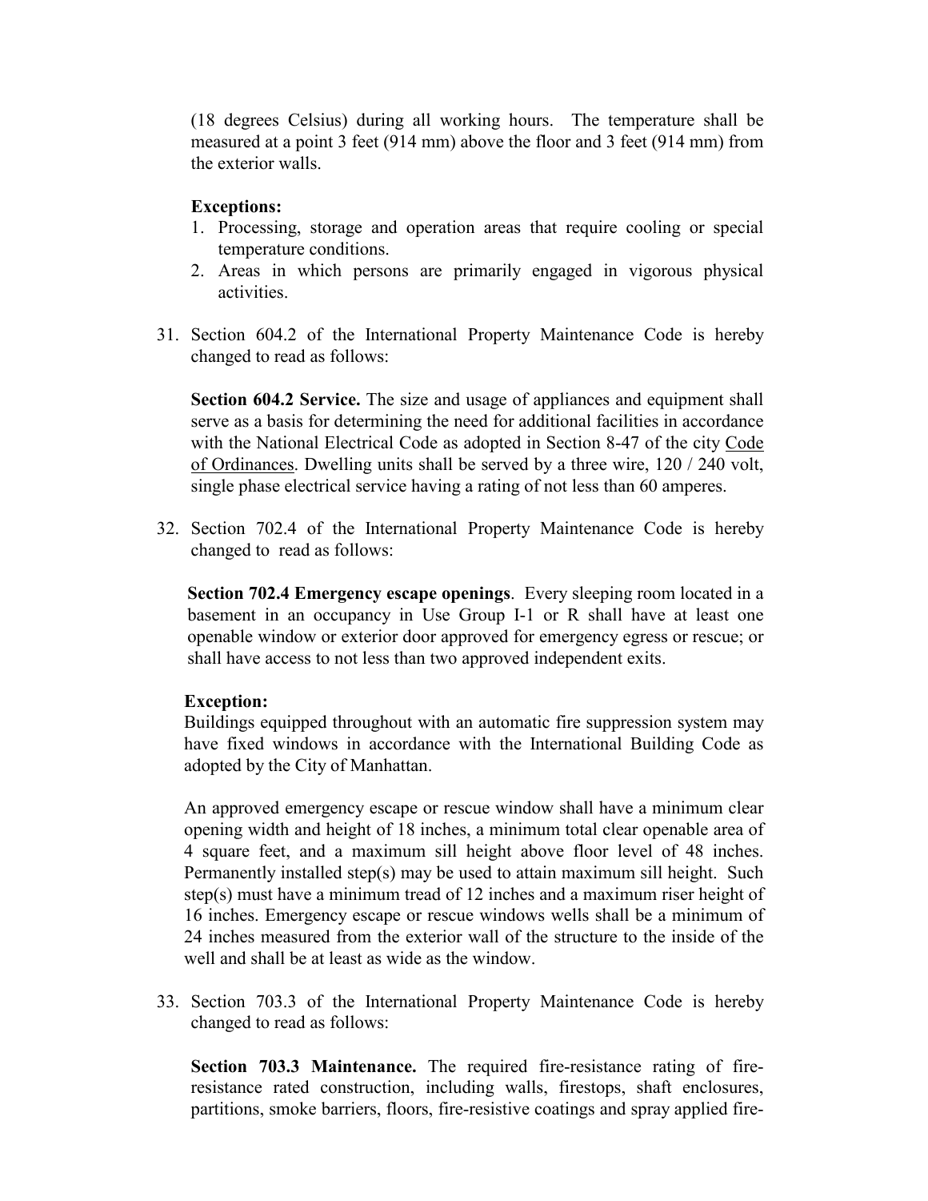(18 degrees Celsius) during all working hours. The temperature shall be measured at a point 3 feet (914 mm) above the floor and 3 feet (914 mm) from the exterior walls.

**Exceptions:**

1. Processing, storage and operation areas that require cooling or special temperature conditions.
2. Areas in which persons are primarily engaged in vigorous physical activities.

31. Section 604.2 of the International Property Maintenance Code is hereby changed to read as follows:

    **Section 604.2 Service.** The size and usage of appliances and equipment shall serve as a basis for determining the need for additional facilities in accordance with the National Electrical Code as adopted in Section 8-47 of the city Code of Ordinances. Dwelling units shall be served by a three wire, 120 / 240 volt, single phase electrical service having a rating of not less than 60 amperes.

32. Section 702.4 of the International Property Maintenance Code is hereby changed to read as follows:

    **Section 702.4 Emergency escape openings**. Every sleeping room located in a basement in an occupancy in Use Group I-1 or R shall have at least one openable window or exterior door approved for emergency egress or rescue; or shall have access to not less than two approved independent exits.

    **Exception:**
    Buildings equipped throughout with an automatic fire suppression system may have fixed windows in accordance with the International Building Code as adopted by the City of Manhattan.

    An approved emergency escape or rescue window shall have a minimum clear opening width and height of 18 inches, a minimum total clear openable area of 4 square feet, and a maximum sill height above floor level of 48 inches. Permanently installed step(s) may be used to attain maximum sill height. Such step(s) must have a minimum tread of 12 inches and a maximum riser height of 16 inches. Emergency escape or rescue windows wells shall be a minimum of 24 inches measured from the exterior wall of the structure to the inside of the well and shall be at least as wide as the window.

33. Section 703.3 of the International Property Maintenance Code is hereby changed to read as follows:

    **Section 703.3 Maintenance.** The required fire-resistance rating of fire-resistance rated construction, including walls, firestops, shaft enclosures, partitions, smoke barriers, floors, fire-resistive coatings and spray applied fire-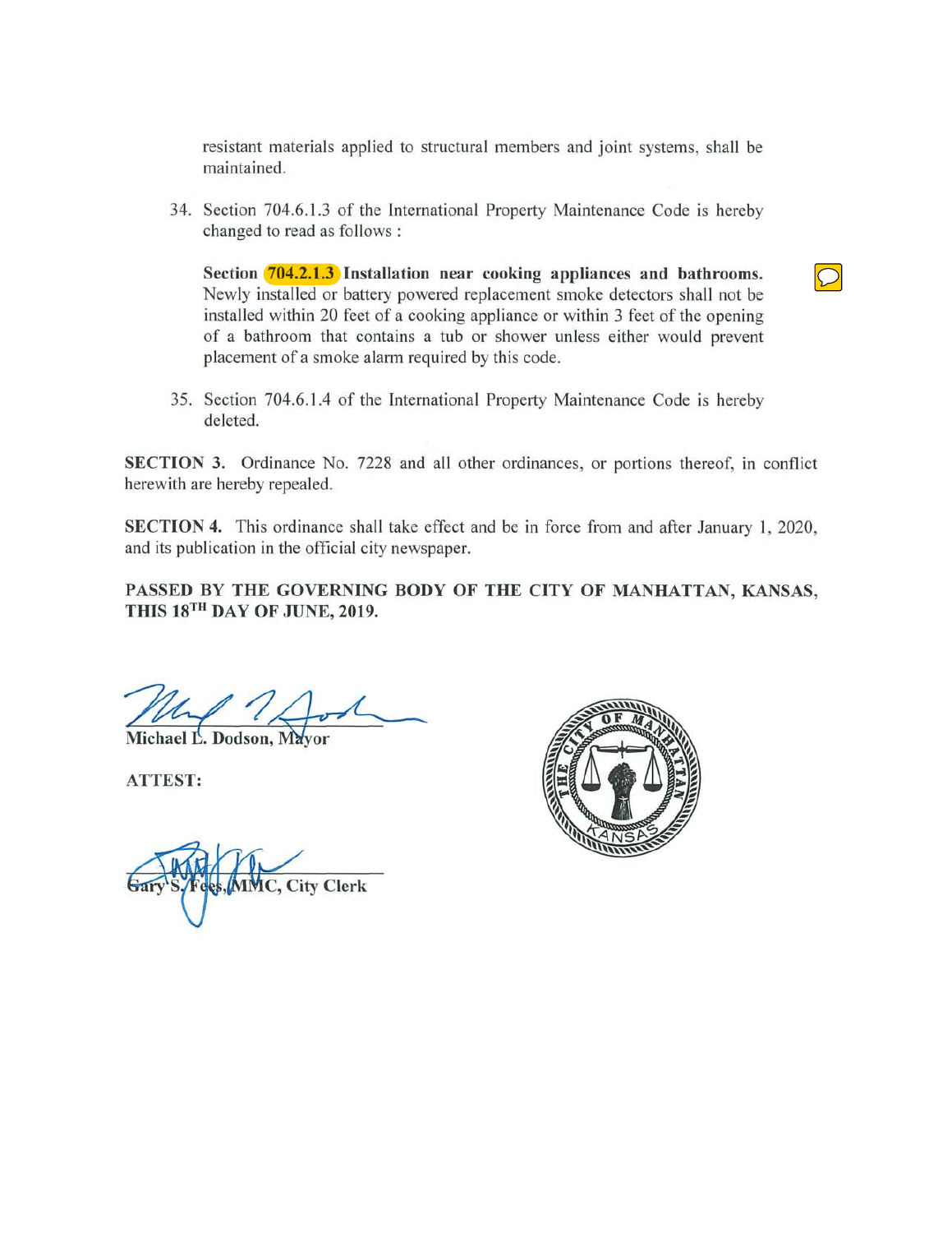resistant materials applied to structural members and joint systems, shall be maintained.

34. Section 704.6.1.3 of the International Property Maintenance Code is hereby changed to read as follows :

    **Section 704.2.1.3 Installation near cooking appliances and bathrooms.** Newly installed or battery powered replacement smoke detectors shall not be installed within 20 feet of a cooking appliance or within 3 feet of the opening of a bathroom that contains a tub or shower unless either would prevent placement of a smoke alarm required by this code.

35. Section 704.6.1.4 of the International Property Maintenance Code is hereby deleted.

**SECTION 3.** Ordinance No. 7228 and all other ordinances, or portions thereof, in conflict herewith are hereby repealed.

**SECTION 4.** This ordinance shall take effect and be in force from and after January 1, 2020, and its publication in the official city newspaper.

**PASSED BY THE GOVERNING BODY OF THE CITY OF MANHATTAN, KANSAS, THIS 18TH DAY OF JUNE, 2019.**

**Michael L. Dodson, Mayor**

**ATTEST:**

**Gary S. Fees, MMC, City Clerk**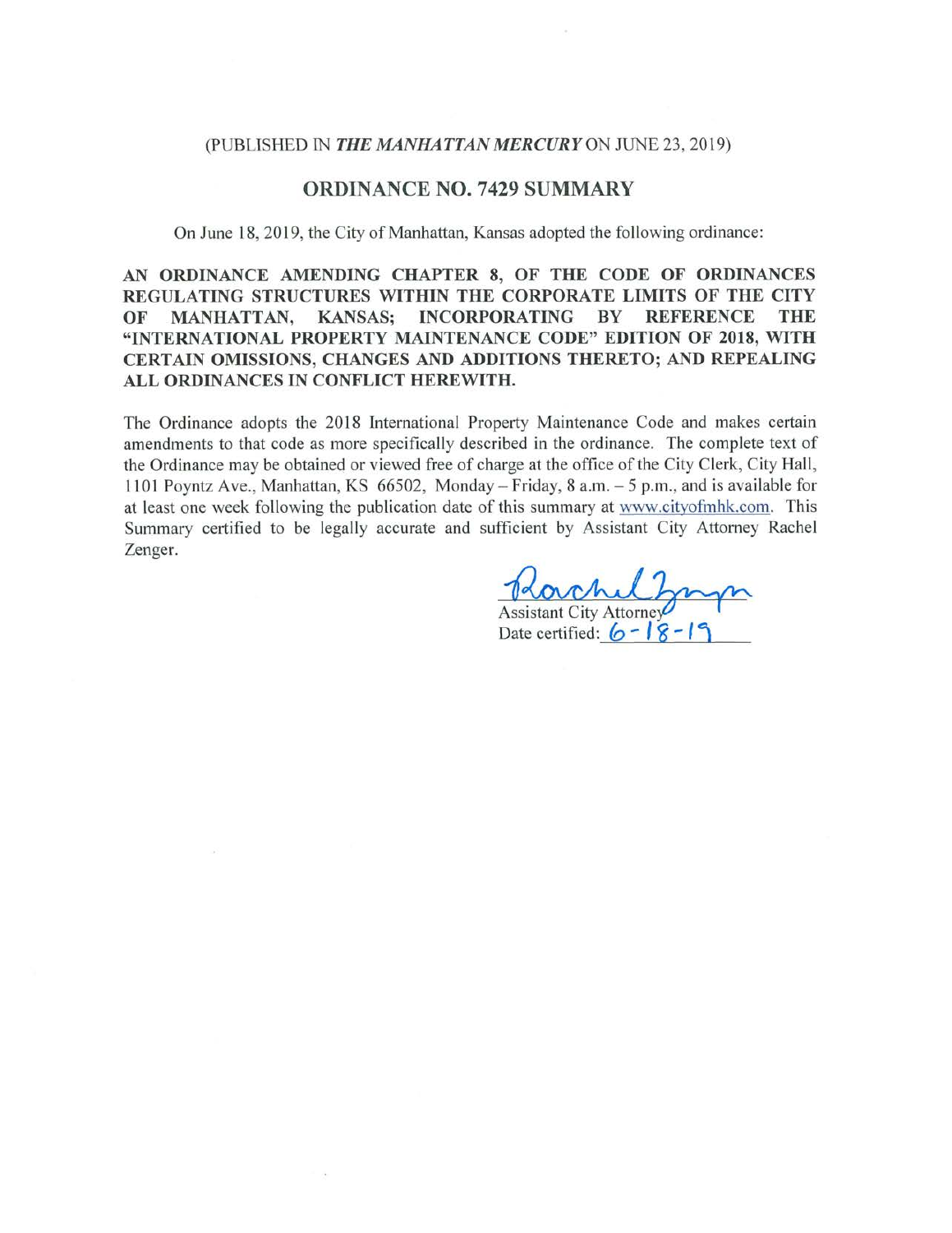(PUBLISHED IN *THE MANHATTAN MERCURY* ON JUNE 23, 2019)

## ORDINANCE NO. 7429 SUMMARY

On June 18, 2019, the City of Manhattan, Kansas adopted the following ordinance:

**AN ORDINANCE AMENDING CHAPTER 8, OF THE CODE OF ORDINANCES REGULATING STRUCTURES WITHIN THE CORPORATE LIMITS OF THE CITY OF MANHATTAN, KANSAS; INCORPORATING BY REFERENCE THE "INTERNATIONAL PROPERTY MAINTENANCE CODE" EDITION OF 2018, WITH CERTAIN OMISSIONS, CHANGES AND ADDITIONS THERETO; AND REPEALING ALL ORDINANCES IN CONFLICT HEREWITH.**

The Ordinance adopts the 2018 International Property Maintenance Code and makes certain amendments to that code as more specifically described in the ordinance. The complete text of the Ordinance may be obtained or viewed free of charge at the office of the City Clerk, City Hall, 1101 Poyntz Ave., Manhattan, KS 66502, Monday – Friday, 8 a.m. – 5 p.m., and is available for at least one week following the publication date of this summary at www.cityofmhk.com. This Summary certified to be legally accurate and sufficient by Assistant City Attorney Rachel Zenger.

Rachel Zenger
Assistant City Attorney
Date certified: 6-18-19